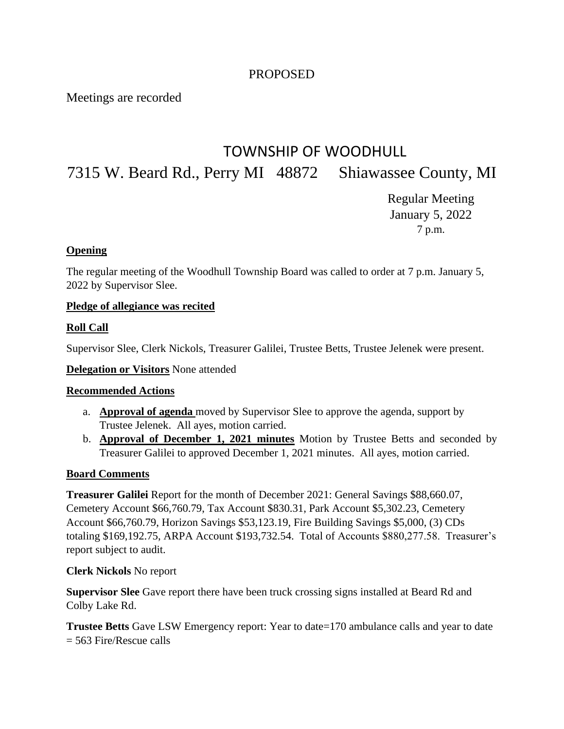PROPOSED

Meetings are recorded

# TOWNSHIP OF WOODHULL

## 7315 W. Beard Rd., Perry MI 48872 Shiawassee County, MI

Regular Meeting
January 5, 2022
7 p.m.

**Opening**

The regular meeting of the Woodhull Township Board was called to order at 7 p.m. January 5, 2022 by Supervisor Slee.

**Pledge of allegiance was recited**

**Roll Call**

Supervisor Slee, Clerk Nickols, Treasurer Galilei, Trustee Betts, Trustee Jelenek were present.

**Delegation or Visitors** None attended

**Recommended Actions**

a. **Approval of agenda** moved by Supervisor Slee to approve the agenda, support by Trustee Jelenek. All ayes, motion carried.
b. **Approval of December 1, 2021 minutes** Motion by Trustee Betts and seconded by Treasurer Galilei to approved December 1, 2021 minutes. All ayes, motion carried.

**Board Comments**

**Treasurer Galilei** Report for the month of December 2021: General Savings $88,660.07, Cemetery Account $66,760.79, Tax Account $830.31, Park Account $5,302.23, Cemetery Account $66,760.79, Horizon Savings $53,123.19, Fire Building Savings $5,000, (3) CDs totaling $169,192.75, ARPA Account $193,732.54. Total of Accounts $880,277.58. Treasurer's report subject to audit.

**Clerk Nickols** No report

**Supervisor Slee** Gave report there have been truck crossing signs installed at Beard Rd and Colby Lake Rd.

**Trustee Betts** Gave LSW Emergency report: Year to date=170 ambulance calls and year to date = 563 Fire/Rescue calls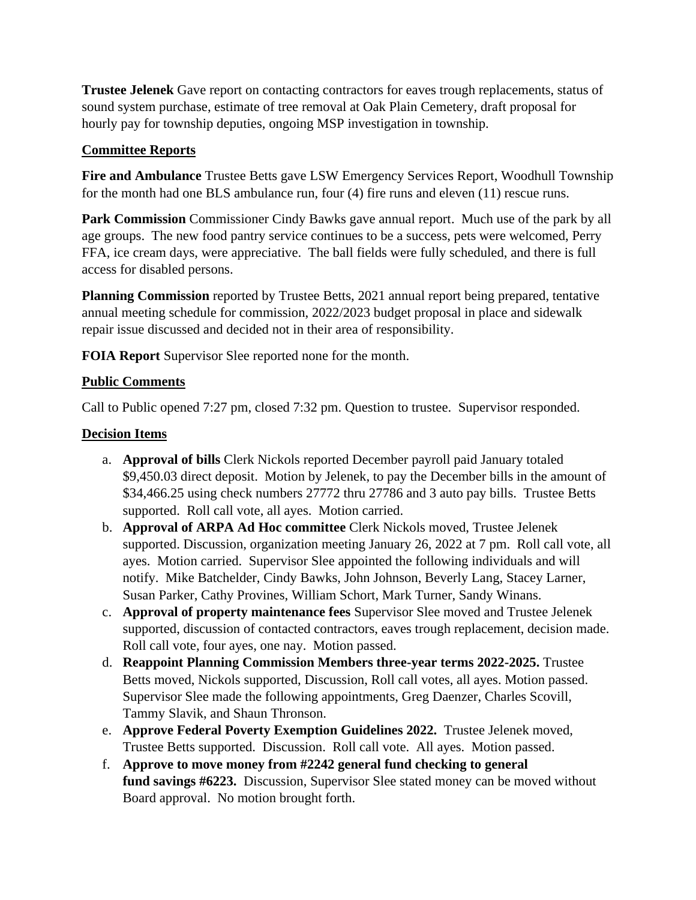**Trustee Jelenek** Gave report on contacting contractors for eaves trough replacements, status of sound system purchase, estimate of tree removal at Oak Plain Cemetery, draft proposal for hourly pay for township deputies, ongoing MSP investigation in township.

## Committee Reports

**Fire and Ambulance** Trustee Betts gave LSW Emergency Services Report, Woodhull Township for the month had one BLS ambulance run, four (4) fire runs and eleven (11) rescue runs.

**Park Commission** Commissioner Cindy Bawks gave annual report. Much use of the park by all age groups. The new food pantry service continues to be a success, pets were welcomed, Perry FFA, ice cream days, were appreciative. The ball fields were fully scheduled, and there is full access for disabled persons.

**Planning Commission** reported by Trustee Betts, 2021 annual report being prepared, tentative annual meeting schedule for commission, 2022/2023 budget proposal in place and sidewalk repair issue discussed and decided not in their area of responsibility.

**FOIA Report** Supervisor Slee reported none for the month.

## Public Comments

Call to Public opened 7:27 pm, closed 7:32 pm. Question to trustee. Supervisor responded.

## Decision Items

a. **Approval of bills** Clerk Nickols reported December payroll paid January totaled $9,450.03 direct deposit. Motion by Jelenek, to pay the December bills in the amount of $34,466.25 using check numbers 27772 thru 27786 and 3 auto pay bills. Trustee Betts supported. Roll call vote, all ayes. Motion carried.
b. **Approval of ARPA Ad Hoc committee** Clerk Nickols moved, Trustee Jelenek supported. Discussion, organization meeting January 26, 2022 at 7 pm. Roll call vote, all ayes. Motion carried. Supervisor Slee appointed the following individuals and will notify. Mike Batchelder, Cindy Bawks, John Johnson, Beverly Lang, Stacey Larner, Susan Parker, Cathy Provines, William Schort, Mark Turner, Sandy Winans.
c. **Approval of property maintenance fees** Supervisor Slee moved and Trustee Jelenek supported, discussion of contacted contractors, eaves trough replacement, decision made. Roll call vote, four ayes, one nay. Motion passed.
d. **Reappoint Planning Commission Members three-year terms 2022-2025.** Trustee Betts moved, Nickols supported, Discussion, Roll call votes, all ayes. Motion passed. Supervisor Slee made the following appointments, Greg Daenzer, Charles Scovill, Tammy Slavik, and Shaun Thronson.
e. **Approve Federal Poverty Exemption Guidelines 2022.** Trustee Jelenek moved, Trustee Betts supported. Discussion. Roll call vote. All ayes. Motion passed.
f. **Approve to move money from #2242 general fund checking to general fund savings #6223.** Discussion, Supervisor Slee stated money can be moved without Board approval. No motion brought forth.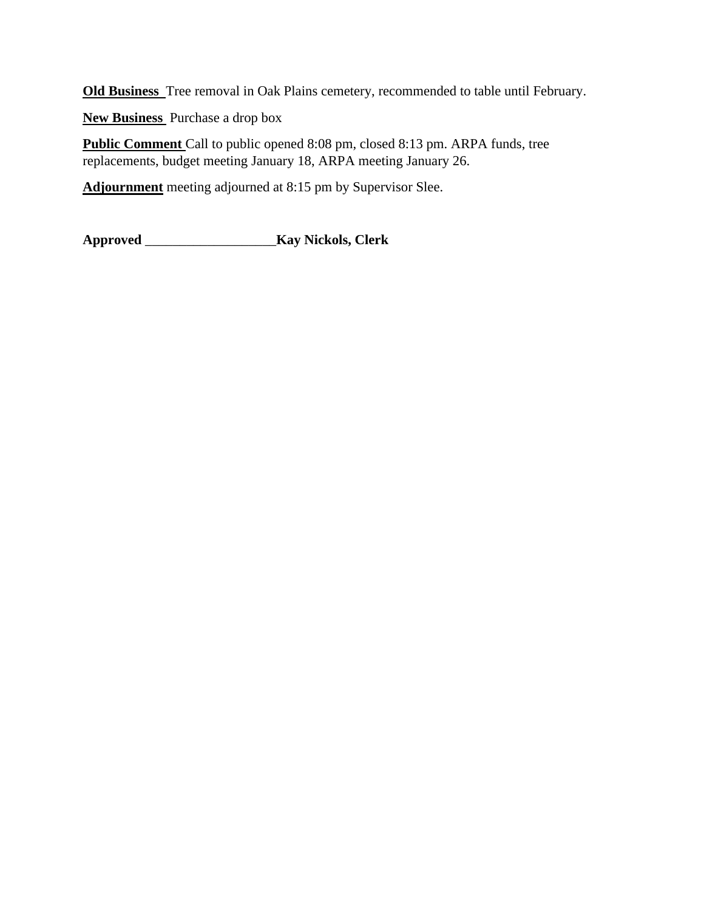**<u>Old Business</u>** Tree removal in Oak Plains cemetery, recommended to table until February.

**<u>New Business</u>** Purchase a drop box

**<u>Public Comment</u>** Call to public opened 8:08 pm, closed 8:13 pm. ARPA funds, tree replacements, budget meeting January 18, ARPA meeting January 26.

**<u>Adjournment</u>** meeting adjourned at 8:15 pm by Supervisor Slee.

**Approved** ___________________**Kay Nickols, Clerk**